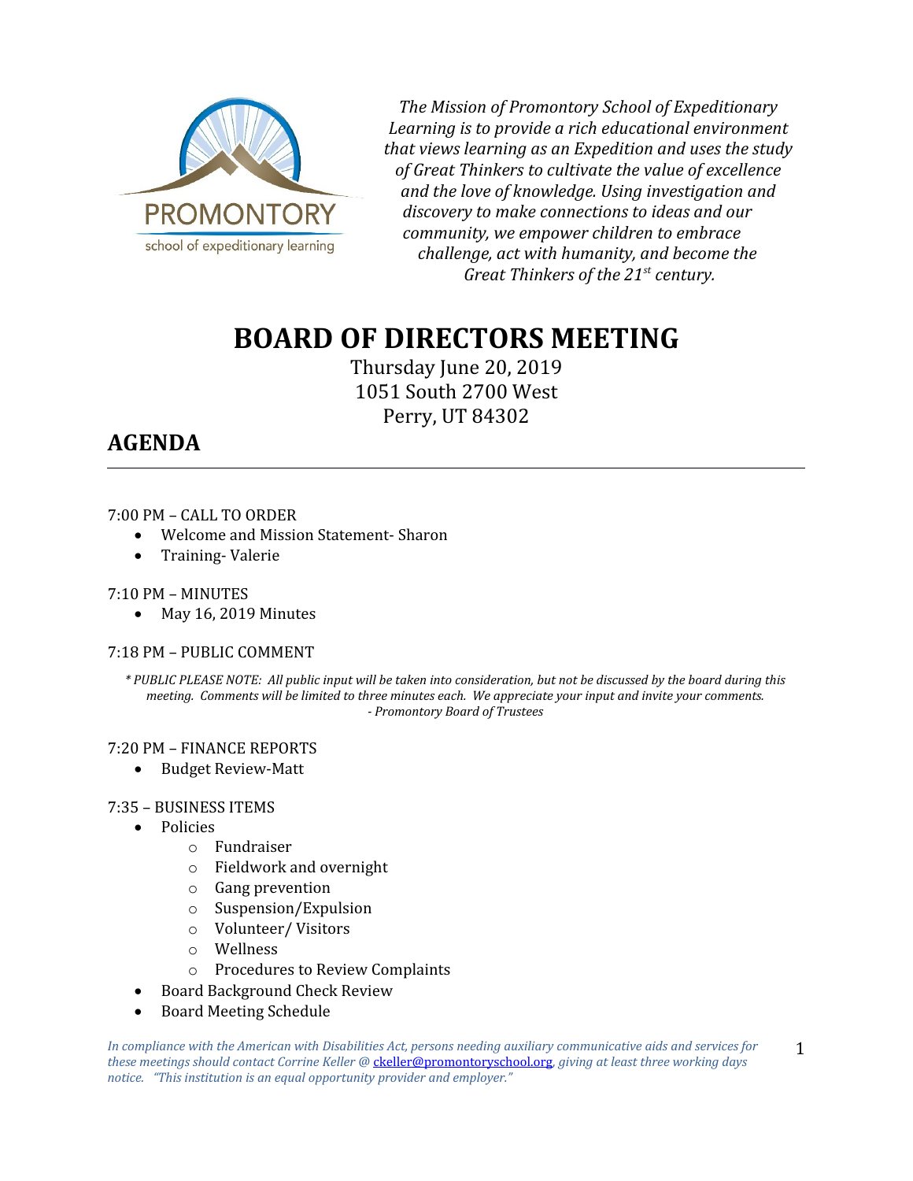PROMONTORY school of expeditionary learning

*The Mission of Promontory School of Expeditionary Learning is to provide a rich educational environment that views learning as an Expedition and uses the study of Great Thinkers to cultivate the value of excellence and the love of knowledge. Using investigation and discovery to make connections to ideas and our community, we empower children to embrace challenge, act with humanity, and become the Great Thinkers of the 21st century.*

# BOARD OF DIRECTORS MEETING

Thursday June 20, 2019
1051 South 2700 West
Perry, UT 84302

## AGENDA

7:00 PM – CALL TO ORDER

- Welcome and Mission Statement- Sharon
- Training- Valerie

7:10 PM – MINUTES

- May 16, 2019 Minutes

7:18 PM – PUBLIC COMMENT

*\* PUBLIC PLEASE NOTE: All public input will be taken into consideration, but not be discussed by the board during this meeting. Comments will be limited to three minutes each. We appreciate your input and invite your comments. - Promontory Board of Trustees*

7:20 PM – FINANCE REPORTS

- Budget Review-Matt

7:35 – BUSINESS ITEMS

- Policies
  - Fundraiser
  - Fieldwork and overnight
  - Gang prevention
  - Suspension/Expulsion
  - Volunteer/ Visitors
  - Wellness
  - Procedures to Review Complaints
- Board Background Check Review
- Board Meeting Schedule

*In compliance with the American with Disabilities Act, persons needing auxiliary communicative aids and services for these meetings should contact Corrine Keller @ ckeller@promontoryschool.org, giving at least three working days notice. "This institution is an equal opportunity provider and employer."*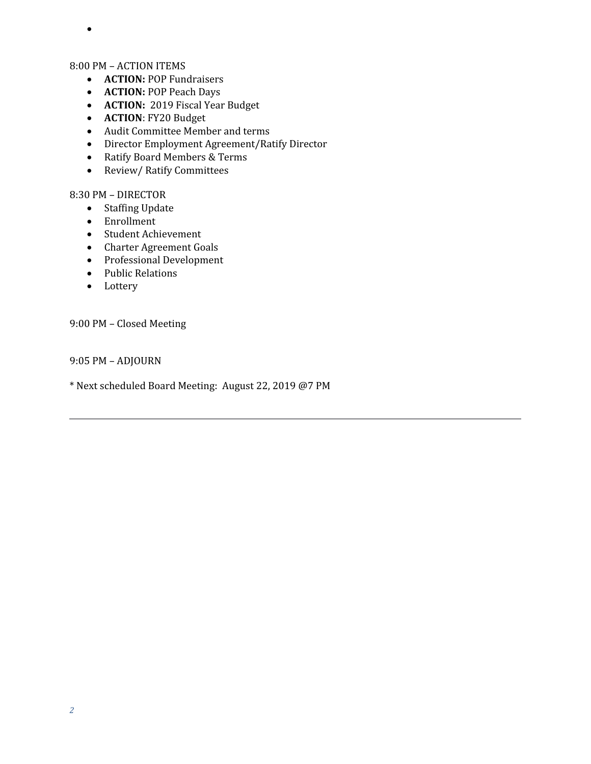- 

8:00 PM – ACTION ITEMS

- **ACTION:** POP Fundraisers
- **ACTION:** POP Peach Days
- **ACTION:** 2019 Fiscal Year Budget
- **ACTION**: FY20 Budget
- Audit Committee Member and terms
- Director Employment Agreement/Ratify Director
- Ratify Board Members & Terms
- Review/ Ratify Committees

8:30 PM – DIRECTOR

- Staffing Update
- Enrollment
- Student Achievement
- Charter Agreement Goals
- Professional Development
- Public Relations
- Lottery

9:00 PM – Closed Meeting

9:05 PM – ADJOURN

* Next scheduled Board Meeting: August 22, 2019 @7 PM